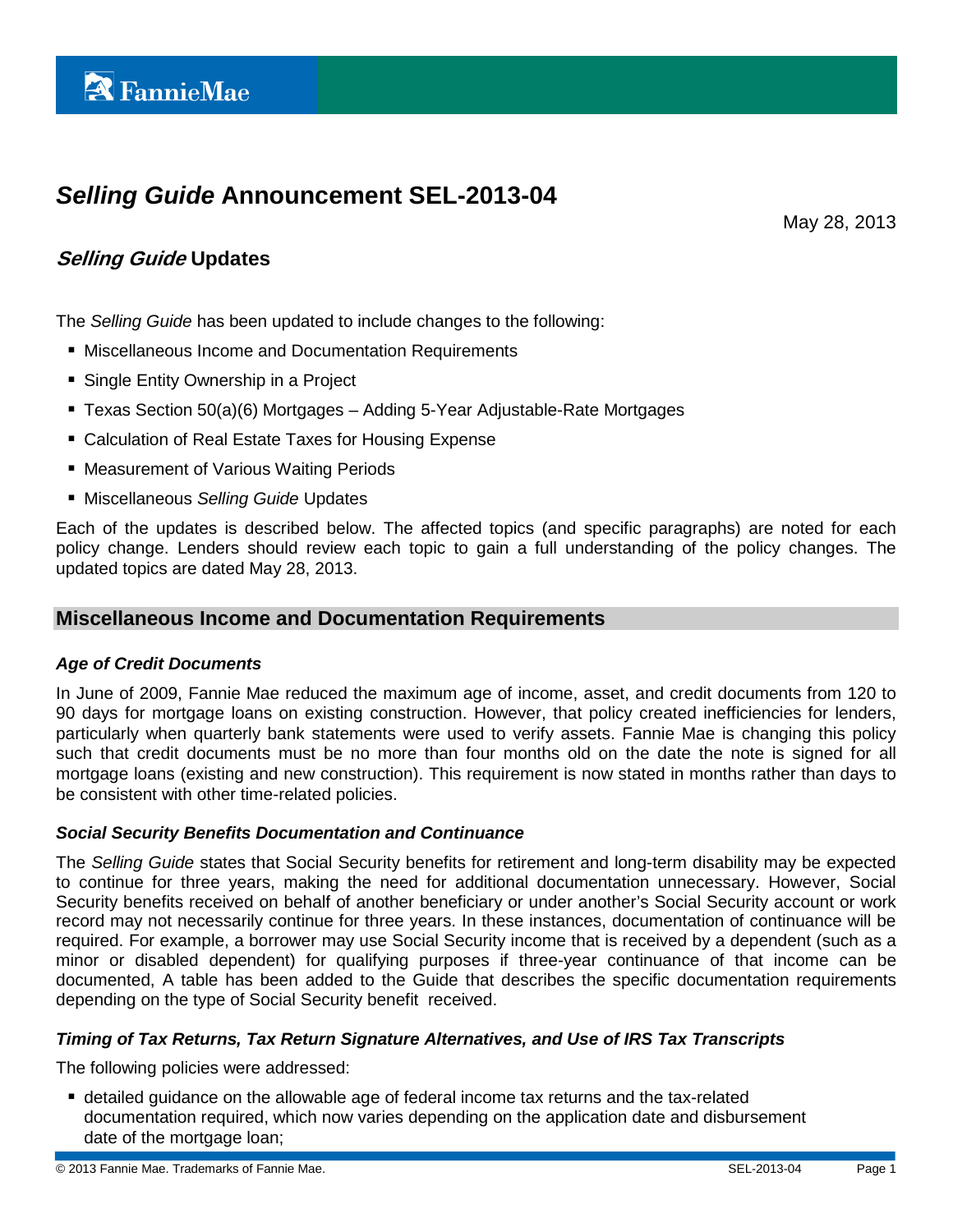# *Selling Guide* Announcement SEL-2013-04

May 28, 2013

## *Selling Guide* Updates

The *Selling Guide* has been updated to include changes to the following:

- Miscellaneous Income and Documentation Requirements
- Single Entity Ownership in a Project
- Texas Section 50(a)(6) Mortgages – Adding 5-Year Adjustable-Rate Mortgages
- Calculation of Real Estate Taxes for Housing Expense
- Measurement of Various Waiting Periods
- Miscellaneous *Selling Guide* Updates

Each of the updates is described below. The affected topics (and specific paragraphs) are noted for each policy change. Lenders should review each topic to gain a full understanding of the policy changes. The updated topics are dated May 28, 2013.

## Miscellaneous Income and Documentation Requirements

### *Age of Credit Documents*

In June of 2009, Fannie Mae reduced the maximum age of income, asset, and credit documents from 120 to 90 days for mortgage loans on existing construction. However, that policy created inefficiencies for lenders, particularly when quarterly bank statements were used to verify assets. Fannie Mae is changing this policy such that credit documents must be no more than four months old on the date the note is signed for all mortgage loans (existing and new construction). This requirement is now stated in months rather than days to be consistent with other time-related policies.

### *Social Security Benefits Documentation and Continuance*

The *Selling Guide* states that Social Security benefits for retirement and long-term disability may be expected to continue for three years, making the need for additional documentation unnecessary. However, Social Security benefits received on behalf of another beneficiary or under another's Social Security account or work record may not necessarily continue for three years. In these instances, documentation of continuance will be required. For example, a borrower may use Social Security income that is received by a dependent (such as a minor or disabled dependent) for qualifying purposes if three-year continuance of that income can be documented, A table has been added to the Guide that describes the specific documentation requirements depending on the type of Social Security benefit received.

### *Timing of Tax Returns, Tax Return Signature Alternatives, and Use of IRS Tax Transcripts*

The following policies were addressed:

- detailed guidance on the allowable age of federal income tax returns and the tax-related documentation required, which now varies depending on the application date and disbursement date of the mortgage loan;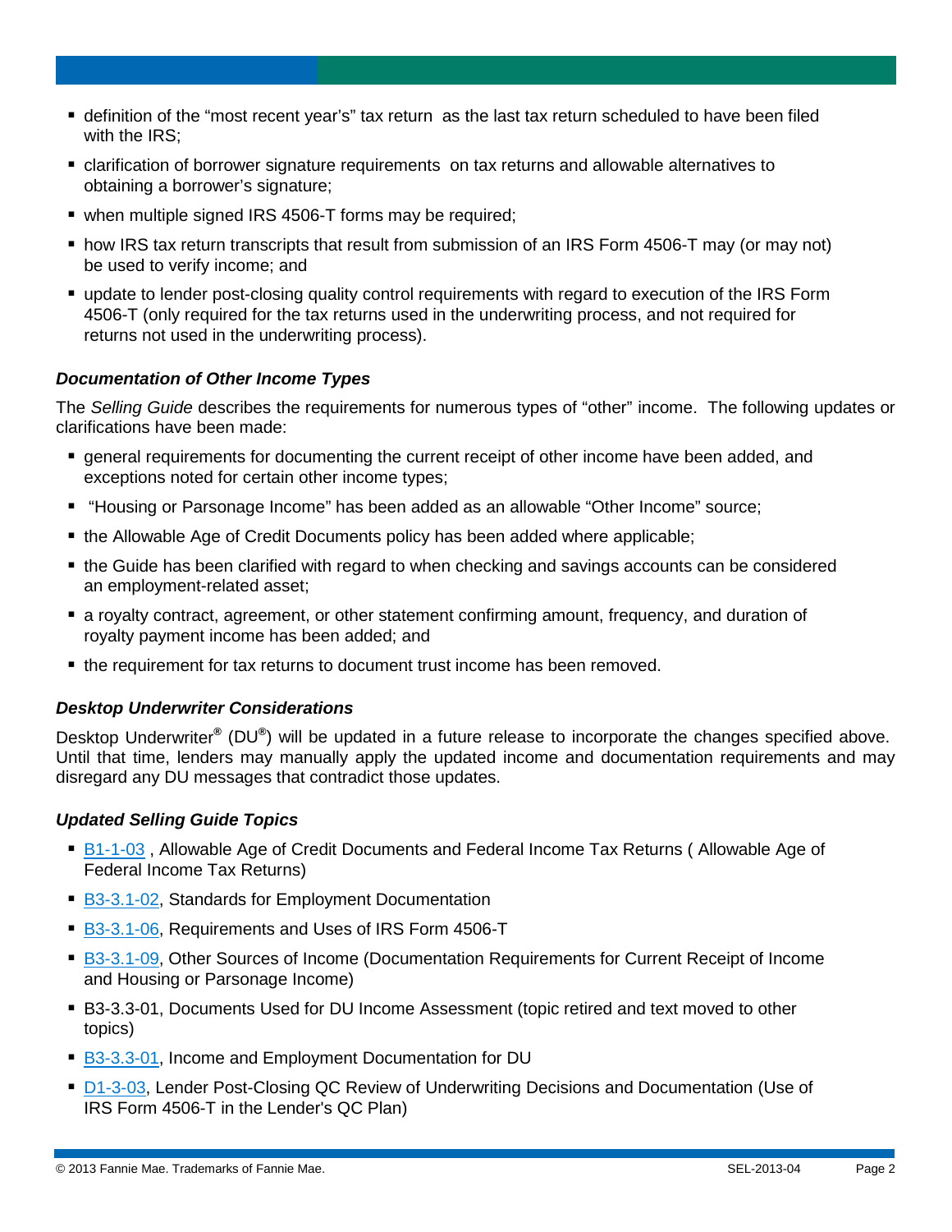- definition of the "most recent year's" tax return as the last tax return scheduled to have been filed with the IRS;
- clarification of borrower signature requirements on tax returns and allowable alternatives to obtaining a borrower's signature;
- when multiple signed IRS 4506-T forms may be required;
- how IRS tax return transcripts that result from submission of an IRS Form 4506-T may (or may not) be used to verify income; and
- update to lender post-closing quality control requirements with regard to execution of the IRS Form 4506-T (only required for the tax returns used in the underwriting process, and not required for returns not used in the underwriting process).

### *Documentation of Other Income Types*

The *Selling Guide* describes the requirements for numerous types of "other" income. The following updates or clarifications have been made:

- general requirements for documenting the current receipt of other income have been added, and exceptions noted for certain other income types;
- "Housing or Parsonage Income" has been added as an allowable "Other Income" source;
- the Allowable Age of Credit Documents policy has been added where applicable;
- the Guide has been clarified with regard to when checking and savings accounts can be considered an employment-related asset;
- a royalty contract, agreement, or other statement confirming amount, frequency, and duration of royalty payment income has been added; and
- the requirement for tax returns to document trust income has been removed.

### *Desktop Underwriter Considerations*

Desktop Underwriter® (DU®) will be updated in a future release to incorporate the changes specified above. Until that time, lenders may manually apply the updated income and documentation requirements and may disregard any DU messages that contradict those updates.

### *Updated Selling Guide Topics*

- B1-1-03 , Allowable Age of Credit Documents and Federal Income Tax Returns ( Allowable Age of Federal Income Tax Returns)
- B3-3.1-02, Standards for Employment Documentation
- B3-3.1-06, Requirements and Uses of IRS Form 4506-T
- B3-3.1-09, Other Sources of Income (Documentation Requirements for Current Receipt of Income and Housing or Parsonage Income)
- B3-3.3-01, Documents Used for DU Income Assessment (topic retired and text moved to other topics)
- B3-3.3-01, Income and Employment Documentation for DU
- D1-3-03, Lender Post-Closing QC Review of Underwriting Decisions and Documentation (Use of IRS Form 4506-T in the Lender's QC Plan)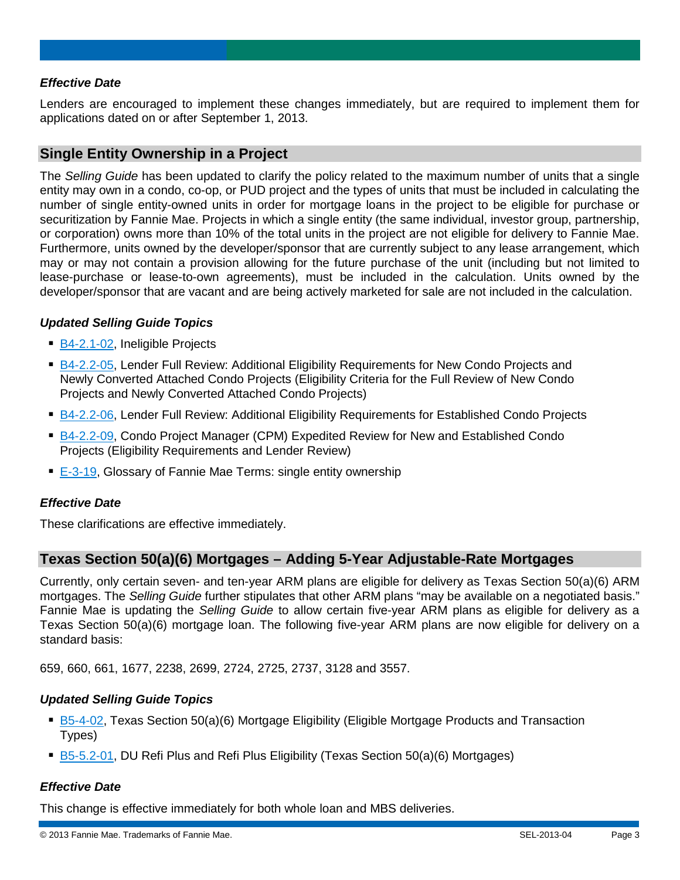### *Effective Date*

Lenders are encouraged to implement these changes immediately, but are required to implement them for applications dated on or after September 1, 2013.

## Single Entity Ownership in a Project

The *Selling Guide* has been updated to clarify the policy related to the maximum number of units that a single entity may own in a condo, co-op, or PUD project and the types of units that must be included in calculating the number of single entity-owned units in order for mortgage loans in the project to be eligible for purchase or securitization by Fannie Mae. Projects in which a single entity (the same individual, investor group, partnership, or corporation) owns more than 10% of the total units in the project are not eligible for delivery to Fannie Mae. Furthermore, units owned by the developer/sponsor that are currently subject to any lease arrangement, which may or may not contain a provision allowing for the future purchase of the unit (including but not limited to lease-purchase or lease-to-own agreements), must be included in the calculation. Units owned by the developer/sponsor that are vacant and are being actively marketed for sale are not included in the calculation.

### *Updated Selling Guide Topics*

- B4-2.1-02, Ineligible Projects
- B4-2.2-05, Lender Full Review: Additional Eligibility Requirements for New Condo Projects and Newly Converted Attached Condo Projects (Eligibility Criteria for the Full Review of New Condo Projects and Newly Converted Attached Condo Projects)
- B4-2.2-06, Lender Full Review: Additional Eligibility Requirements for Established Condo Projects
- B4-2.2-09, Condo Project Manager (CPM) Expedited Review for New and Established Condo Projects (Eligibility Requirements and Lender Review)
- E-3-19, Glossary of Fannie Mae Terms: single entity ownership

### *Effective Date*

These clarifications are effective immediately.

## Texas Section 50(a)(6) Mortgages – Adding 5-Year Adjustable-Rate Mortgages

Currently, only certain seven- and ten-year ARM plans are eligible for delivery as Texas Section 50(a)(6) ARM mortgages. The *Selling Guide* further stipulates that other ARM plans "may be available on a negotiated basis." Fannie Mae is updating the *Selling Guide* to allow certain five-year ARM plans as eligible for delivery as a Texas Section 50(a)(6) mortgage loan. The following five-year ARM plans are now eligible for delivery on a standard basis:

659, 660, 661, 1677, 2238, 2699, 2724, 2725, 2737, 3128 and 3557.

### *Updated Selling Guide Topics*

- B5-4-02, Texas Section 50(a)(6) Mortgage Eligibility (Eligible Mortgage Products and Transaction Types)
- B5-5.2-01, DU Refi Plus and Refi Plus Eligibility (Texas Section 50(a)(6) Mortgages)

### *Effective Date*

This change is effective immediately for both whole loan and MBS deliveries.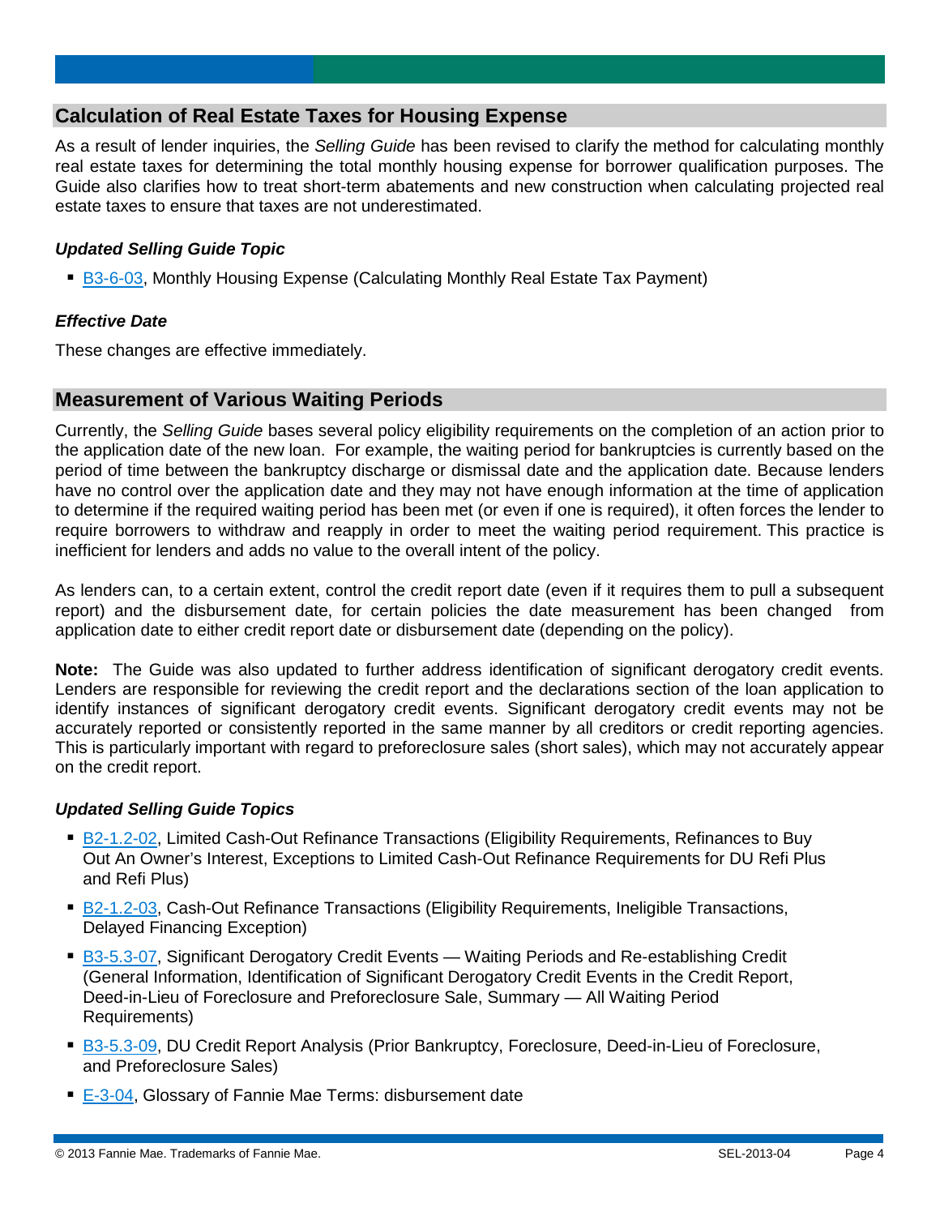## Calculation of Real Estate Taxes for Housing Expense

As a result of lender inquiries, the *Selling Guide* has been revised to clarify the method for calculating monthly real estate taxes for determining the total monthly housing expense for borrower qualification purposes. The Guide also clarifies how to treat short-term abatements and new construction when calculating projected real estate taxes to ensure that taxes are not underestimated.

### *Updated Selling Guide Topic*

- B3-6-03, Monthly Housing Expense (Calculating Monthly Real Estate Tax Payment)

### *Effective Date*

These changes are effective immediately.

## Measurement of Various Waiting Periods

Currently, the *Selling Guide* bases several policy eligibility requirements on the completion of an action prior to the application date of the new loan. For example, the waiting period for bankruptcies is currently based on the period of time between the bankruptcy discharge or dismissal date and the application date. Because lenders have no control over the application date and they may not have enough information at the time of application to determine if the required waiting period has been met (or even if one is required), it often forces the lender to require borrowers to withdraw and reapply in order to meet the waiting period requirement. This practice is inefficient for lenders and adds no value to the overall intent of the policy.

As lenders can, to a certain extent, control the credit report date (even if it requires them to pull a subsequent report) and the disbursement date, for certain policies the date measurement has been changed from application date to either credit report date or disbursement date (depending on the policy).

**Note:** The Guide was also updated to further address identification of significant derogatory credit events. Lenders are responsible for reviewing the credit report and the declarations section of the loan application to identify instances of significant derogatory credit events. Significant derogatory credit events may not be accurately reported or consistently reported in the same manner by all creditors or credit reporting agencies. This is particularly important with regard to preforeclosure sales (short sales), which may not accurately appear on the credit report.

### *Updated Selling Guide Topics*

- B2-1.2-02, Limited Cash-Out Refinance Transactions (Eligibility Requirements, Refinances to Buy Out An Owner's Interest, Exceptions to Limited Cash-Out Refinance Requirements for DU Refi Plus and Refi Plus)
- B2-1.2-03, Cash-Out Refinance Transactions (Eligibility Requirements, Ineligible Transactions, Delayed Financing Exception)
- B3-5.3-07, Significant Derogatory Credit Events — Waiting Periods and Re-establishing Credit (General Information, Identification of Significant Derogatory Credit Events in the Credit Report, Deed-in-Lieu of Foreclosure and Preforeclosure Sale, Summary — All Waiting Period Requirements)
- B3-5.3-09, DU Credit Report Analysis (Prior Bankruptcy, Foreclosure, Deed-in-Lieu of Foreclosure, and Preforeclosure Sales)
- E-3-04, Glossary of Fannie Mae Terms: disbursement date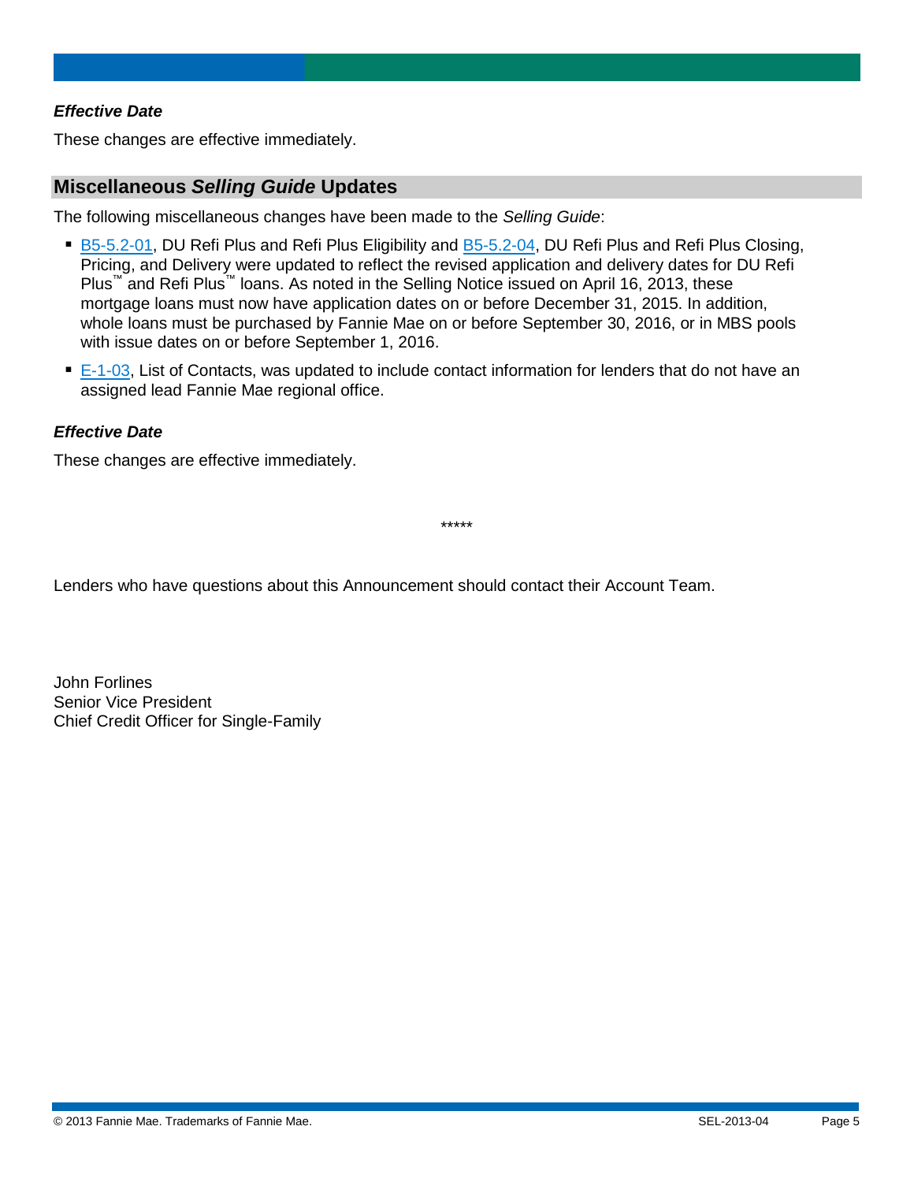### *Effective Date*

These changes are effective immediately.

## Miscellaneous *Selling Guide* Updates

The following miscellaneous changes have been made to the *Selling Guide*:

- B5-5.2-01, DU Refi Plus and Refi Plus Eligibility and B5-5.2-04, DU Refi Plus and Refi Plus Closing, Pricing, and Delivery were updated to reflect the revised application and delivery dates for DU Refi Plus™ and Refi Plus™ loans. As noted in the Selling Notice issued on April 16, 2013, these mortgage loans must now have application dates on or before December 31, 2015. In addition, whole loans must be purchased by Fannie Mae on or before September 30, 2016, or in MBS pools with issue dates on or before September 1, 2016.
- E-1-03, List of Contacts, was updated to include contact information for lenders that do not have an assigned lead Fannie Mae regional office.

### *Effective Date*

These changes are effective immediately.

*****

Lenders who have questions about this Announcement should contact their Account Team.

John Forlines
Senior Vice President
Chief Credit Officer for Single-Family

© 2013 Fannie Mae. Trademarks of Fannie Mae.